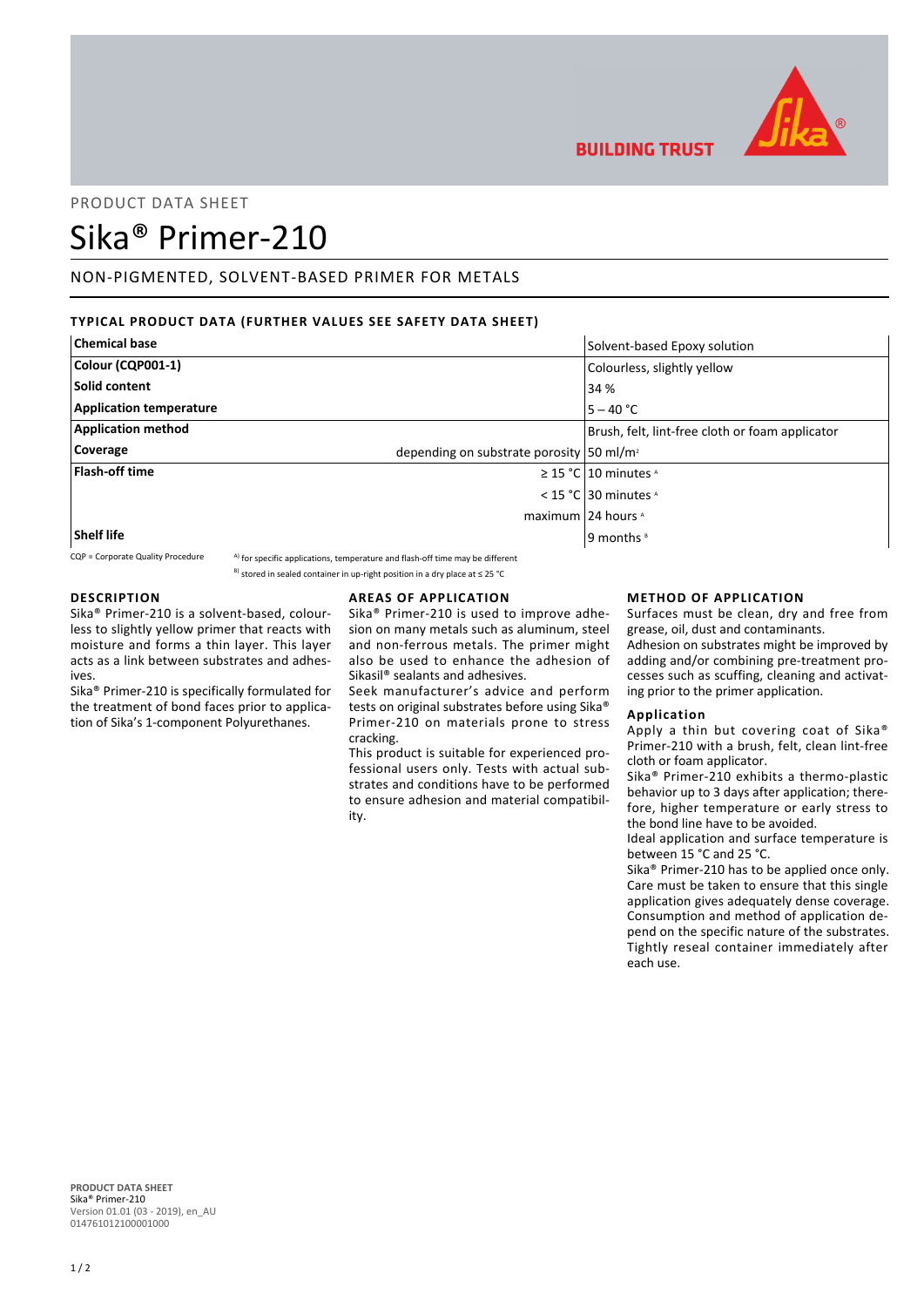PRODUCT DATA SHEET

# Sika® Primer-210

## NON-PIGMENTED, SOLVENT-BASED PRIMER FOR METALS

### TYPICAL PRODUCT DATA (FURTHER VALUES SEE SAFETY DATA SHEET)

| | | |
|---|---|---|
| **Chemical base** | | Solvent-based Epoxy solution |
| **Colour (CQP001-1)** | | Colourless, slightly yellow |
| **Solid content** | | 34 % |
| **Application temperature** | | 5 – 40 °C |
| **Application method** | | Brush, felt, lint-free cloth or foam applicator |
| **Coverage** | depending on substrate porosity | 50 ml/m² |
| **Flash-off time** | ≥ 15 °C | 10 minutes [A] |
| | < 15 °C | 30 minutes [A] |
| | maximum | 24 hours [A] |
| **Shelf life** | | 9 months [B] |

CQP = Corporate Quality Procedure

A) for specific applications, temperature and flash-off time may be different

B) stored in sealed container in up-right position in a dry place at ≤ 25 °C

### DESCRIPTION

Sika® Primer-210 is a solvent-based, colourless to slightly yellow primer that reacts with moisture and forms a thin layer. This layer acts as a link between substrates and adhesives.

Sika® Primer-210 is specifically formulated for the treatment of bond faces prior to application of Sika's 1-component Polyurethanes.

### AREAS OF APPLICATION

Sika® Primer-210 is used to improve adhesion on many metals such as aluminum, steel and non-ferrous metals. The primer might also be used to enhance the adhesion of Sikasil® sealants and adhesives.

Seek manufacturer's advice and perform tests on original substrates before using Sika® Primer-210 on materials prone to stress cracking.

This product is suitable for experienced professional users only. Tests with actual substrates and conditions have to be performed to ensure adhesion and material compatibility.

### METHOD OF APPLICATION

Surfaces must be clean, dry and free from grease, oil, dust and contaminants.

Adhesion on substrates might be improved by adding and/or combining pre-treatment processes such as scuffing, cleaning and activating prior to the primer application.

#### Application

Apply a thin but covering coat of Sika® Primer-210 with a brush, felt, clean lint-free cloth or foam applicator.

Sika® Primer-210 exhibits a thermo-plastic behavior up to 3 days after application; therefore, higher temperature or early stress to the bond line have to be avoided.

Ideal application and surface temperature is between 15 °C and 25 °C.

Sika® Primer-210 has to be applied once only. Care must be taken to ensure that this single application gives adequately dense coverage. Consumption and method of application depend on the specific nature of the substrates. Tightly reseal container immediately after each use.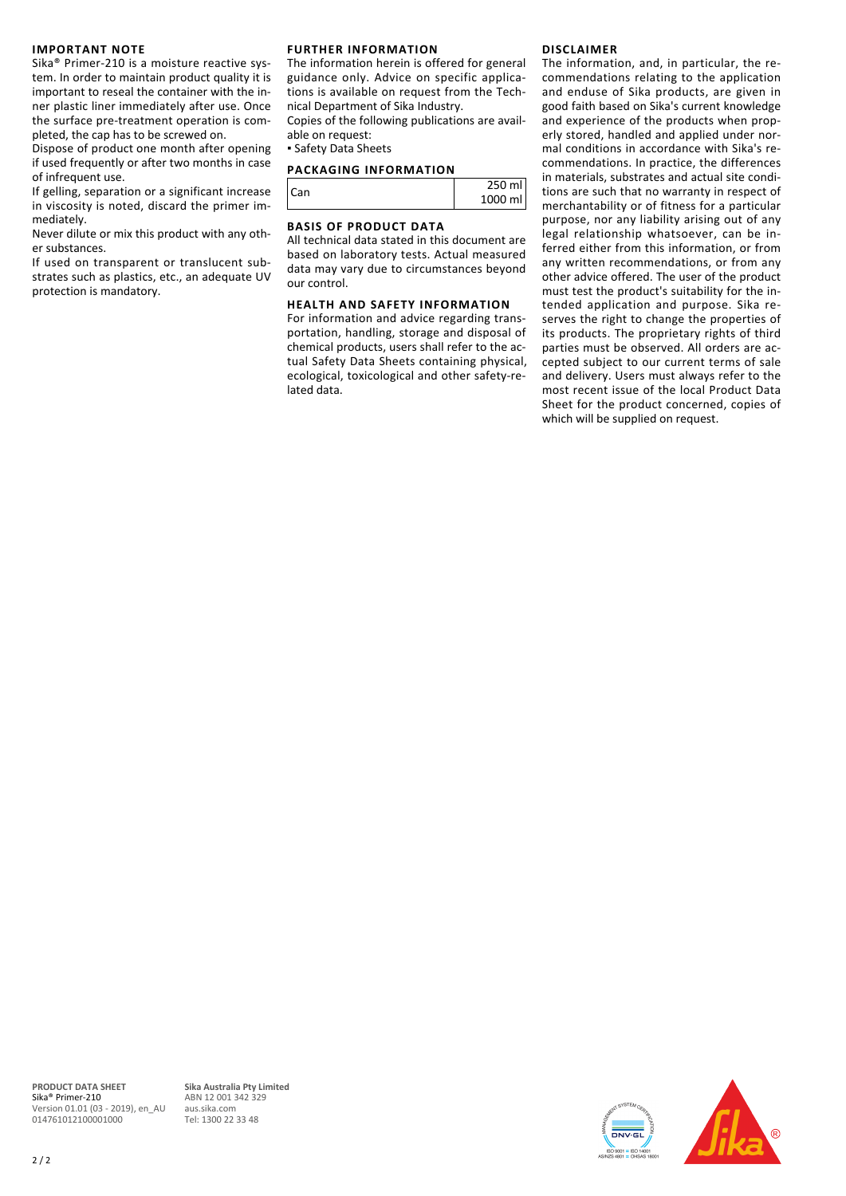## IMPORTANT NOTE

Sika® Primer-210 is a moisture reactive system. In order to maintain product quality it is important to reseal the container with the inner plastic liner immediately after use. Once the surface pre-treatment operation is completed, the cap has to be screwed on.

Dispose of product one month after opening if used frequently or after two months in case of infrequent use.

If gelling, separation or a significant increase in viscosity is noted, discard the primer immediately.

Never dilute or mix this product with any other substances.

If used on transparent or translucent substrates such as plastics, etc., an adequate UV protection is mandatory.

## FURTHER INFORMATION

The information herein is offered for general guidance only. Advice on specific applications is available on request from the Technical Department of Sika Industry.

Copies of the following publications are available on request:

- Safety Data Sheets

## PACKAGING INFORMATION

| | |
|---|---|
| Can | 250 ml<br>1000 ml |

## BASIS OF PRODUCT DATA

All technical data stated in this document are based on laboratory tests. Actual measured data may vary due to circumstances beyond our control.

## HEALTH AND SAFETY INFORMATION

For information and advice regarding transportation, handling, storage and disposal of chemical products, users shall refer to the actual Safety Data Sheets containing physical, ecological, toxicological and other safety-related data.

## DISCLAIMER

The information, and, in particular, the recommendations relating to the application and enduse of Sika products, are given in good faith based on Sika's current knowledge and experience of the products when properly stored, handled and applied under normal conditions in accordance with Sika's recommendations. In practice, the differences in materials, substrates and actual site conditions are such that no warranty in respect of merchantability or of fitness for a particular purpose, nor any liability arising out of any legal relationship whatsoever, can be inferred either from this information, or from any written recommendations, or from any other advice offered. The user of the product must test the product's suitability for the intended application and purpose. Sika reserves the right to change the properties of its products. The proprietary rights of third parties must be observed. All orders are accepted subject to our current terms of sale and delivery. Users must always refer to the most recent issue of the local Product Data Sheet for the product concerned, copies of which will be supplied on request.

**PRODUCT DATA SHEET**
Sika® Primer-210
Version 01.01 (03 - 2019), en_AU
014761012100001000

**Sika Australia Pty Limited**
ABN 12 001 342 329
aus.sika.com
Tel: 1300 22 33 48